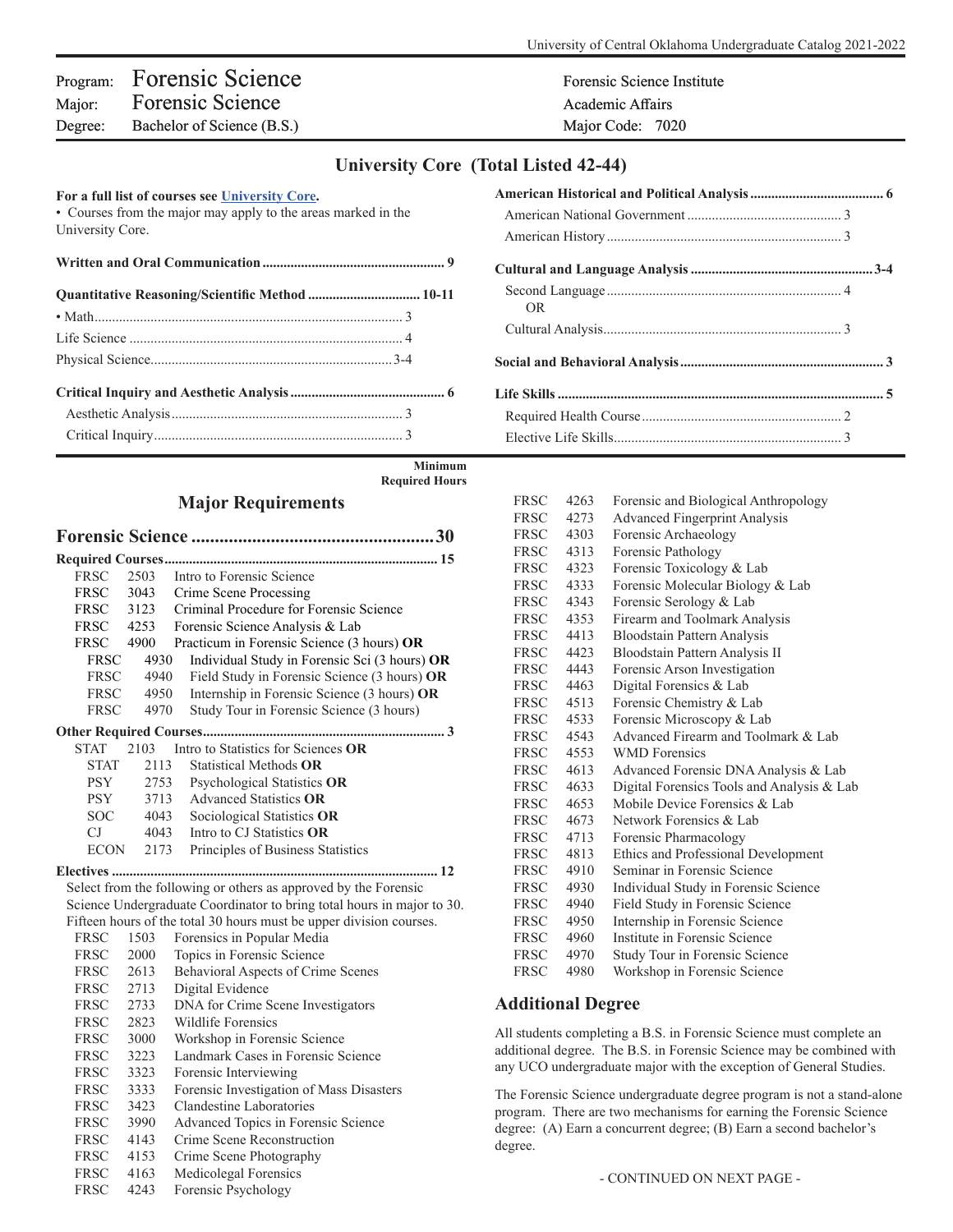Program: **Forensic Science**
Major: **Forensic Science**
Degree: Bachelor of Science (B.S.)

Forensic Science Institute
Academic Affairs
Major Code: 7020

## University Core (Total Listed 42-44)

**For a full list of courses see University Core.**
• Courses from the major may apply to the areas marked in the University Core.

**Written and Oral Communication** .................... 9

**Quantitative Reasoning/Scientific Method** .................... 10-11
- • Math .................... 3
- Life Science .................... 4
- Physical Science .................... 3-4

**Critical Inquiry and Aesthetic Analysis** .................... 6
- Aesthetic Analysis .................... 3
- Critical Inquiry .................... 3

**American Historical and Political Analysis** .................... 6
- American National Government .................... 3
- American History .................... 3

**Cultural and Language Analysis** .................... 3-4
- Second Language .................... 4
  OR
- Cultural Analysis .................... 3

**Social and Behavioral Analysis** .................... 3

**Life Skills** .................... 5
- Required Health Course .................... 2
- Elective Life Skills .................... 3

**Minimum Required Hours**

## Major Requirements

### Forensic Science .................... 30

**Required Courses** .................... 15

- FRSC 2503 Intro to Forensic Science
- FRSC 3043 Crime Scene Processing
- FRSC 3123 Criminal Procedure for Forensic Science
- FRSC 4253 Forensic Science Analysis & Lab
- FRSC 4900 Practicum in Forensic Science (3 hours) **OR**
  - FRSC 4930 Individual Study in Forensic Sci (3 hours) **OR**
  - FRSC 4940 Field Study in Forensic Science (3 hours) **OR**
  - FRSC 4950 Internship in Forensic Science (3 hours) **OR**
  - FRSC 4970 Study Tour in Forensic Science (3 hours)

**Other Required Courses** .................... 3

- STAT 2103 Intro to Statistics for Sciences **OR**
  - STAT 2113 Statistical Methods **OR**
  - PSY 2753 Psychological Statistics **OR**
  - PSY 3713 Advanced Statistics **OR**
  - SOC 4043 Sociological Statistics **OR**
  - CJ 4043 Intro to CJ Statistics **OR**
  - ECON 2173 Principles of Business Statistics

**Electives** .................... 12

Select from the following or others as approved by the Forensic Science Undergraduate Coordinator to bring total hours in major to 30. Fifteen hours of the total 30 hours must be upper division courses.

- FRSC 1503 Forensics in Popular Media
- FRSC 2000 Topics in Forensic Science
- FRSC 2613 Behavioral Aspects of Crime Scenes
- FRSC 2713 Digital Evidence
- FRSC 2733 DNA for Crime Scene Investigators
- FRSC 2823 Wildlife Forensics
- FRSC 3000 Workshop in Forensic Science
- FRSC 3223 Landmark Cases in Forensic Science
- FRSC 3323 Forensic Interviewing
- FRSC 3333 Forensic Investigation of Mass Disasters
- FRSC 3423 Clandestine Laboratories
- FRSC 3990 Advanced Topics in Forensic Science
- FRSC 4143 Crime Scene Reconstruction
- FRSC 4153 Crime Scene Photography
- FRSC 4163 Medicolegal Forensics
- FRSC 4243 Forensic Psychology
- FRSC 4263 Forensic and Biological Anthropology
- FRSC 4273 Advanced Fingerprint Analysis
- FRSC 4303 Forensic Archaeology
- FRSC 4313 Forensic Pathology
- FRSC 4323 Forensic Toxicology & Lab
- FRSC 4333 Forensic Molecular Biology & Lab
- FRSC 4343 Forensic Serology & Lab
- FRSC 4353 Firearm and Toolmark Analysis
- FRSC 4413 Bloodstain Pattern Analysis
- FRSC 4423 Bloodstain Pattern Analysis II
- FRSC 4443 Forensic Arson Investigation
- FRSC 4463 Digital Forensics & Lab
- FRSC 4513 Forensic Chemistry & Lab
- FRSC 4533 Forensic Microscopy & Lab
- FRSC 4543 Advanced Firearm and Toolmark & Lab
- FRSC 4553 WMD Forensics
- FRSC 4613 Advanced Forensic DNA Analysis & Lab
- FRSC 4633 Digital Forensics Tools and Analysis & Lab
- FRSC 4653 Mobile Device Forensics & Lab
- FRSC 4673 Network Forensics & Lab
- FRSC 4713 Forensic Pharmacology
- FRSC 4813 Ethics and Professional Development
- FRSC 4910 Seminar in Forensic Science
- FRSC 4930 Individual Study in Forensic Science
- FRSC 4940 Field Study in Forensic Science
- FRSC 4950 Internship in Forensic Science
- FRSC 4960 Institute in Forensic Science
- FRSC 4970 Study Tour in Forensic Science
- FRSC 4980 Workshop in Forensic Science

## Additional Degree

All students completing a B.S. in Forensic Science must complete an additional degree. The B.S. in Forensic Science may be combined with any UCO undergraduate major with the exception of General Studies.

The Forensic Science undergraduate degree program is not a stand-alone program. There are two mechanisms for earning the Forensic Science degree: (A) Earn a concurrent degree; (B) Earn a second bachelor's degree.

- CONTINUED ON NEXT PAGE -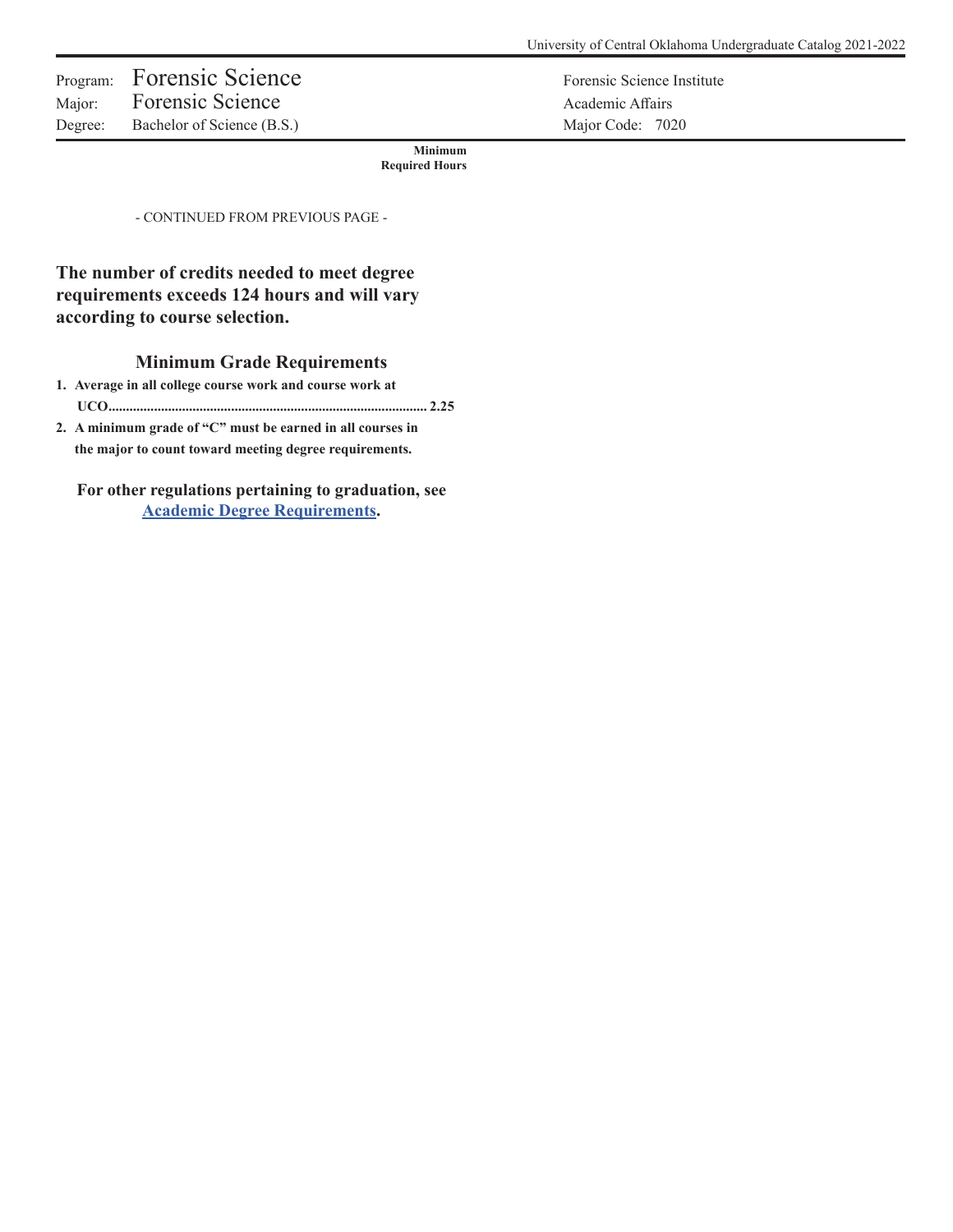Program: Forensic Science
Major: Forensic Science
Degree: Bachelor of Science (B.S.)

Forensic Science Institute
Academic Affairs
Major Code: 7020

**Minimum Required Hours**

- CONTINUED FROM PREVIOUS PAGE -

**The number of credits needed to meet degree requirements exceeds 124 hours and will vary according to course selection.**

## Minimum Grade Requirements

1. **Average in all college course work and course work at UCO............................................................................................ 2.25**
2. **A minimum grade of "C" must be earned in all courses in the major to count toward meeting degree requirements.**

**For other regulations pertaining to graduation, see Academic Degree Requirements.**